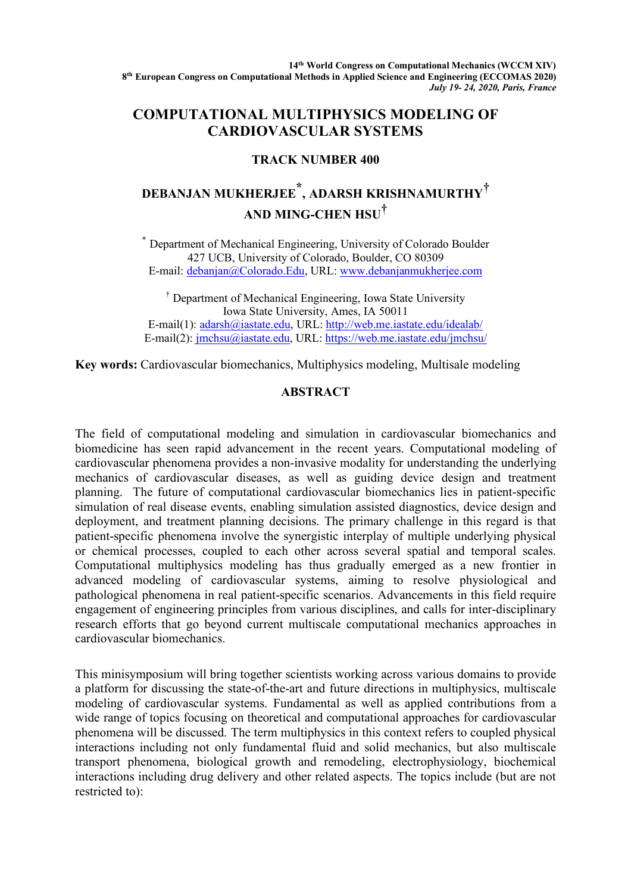14th World Congress on Computational Mechanics (WCCM XIV)
8th European Congress on Computational Methods in Applied Science and Engineering (ECCOMAS 2020)
*July 19- 24, 2020, Paris, France*

# COMPUTATIONAL MULTIPHYSICS MODELING OF CARDIOVASCULAR SYSTEMS

**TRACK NUMBER 400**

**DEBANJAN MUKHERJEE[*], ADARSH KRISHNAMURTHY[†] AND MING-CHEN HSU[†]**

[*] Department of Mechanical Engineering, University of Colorado Boulder
427 UCB, University of Colorado, Boulder, CO 80309
E-mail: debanjan@Colorado.Edu, URL: www.debanjanmukherjee.com

[†] Department of Mechanical Engineering, Iowa State University
Iowa State University, Ames, IA 50011
E-mail(1): adarsh@iastate.edu, URL: http://web.me.iastate.edu/idealab/
E-mail(2): jmchsu@iastate.edu, URL: https://web.me.iastate.edu/jmchsu/

**Key words:** Cardiovascular biomechanics, Multiphysics modeling, Multisale modeling

## ABSTRACT

The field of computational modeling and simulation in cardiovascular biomechanics and biomedicine has seen rapid advancement in the recent years. Computational modeling of cardiovascular phenomena provides a non-invasive modality for understanding the underlying mechanics of cardiovascular diseases, as well as guiding device design and treatment planning. The future of computational cardiovascular biomechanics lies in patient-specific simulation of real disease events, enabling simulation assisted diagnostics, device design and deployment, and treatment planning decisions. The primary challenge in this regard is that patient-specific phenomena involve the synergistic interplay of multiple underlying physical or chemical processes, coupled to each other across several spatial and temporal scales. Computational multiphysics modeling has thus gradually emerged as a new frontier in advanced modeling of cardiovascular systems, aiming to resolve physiological and pathological phenomena in real patient-specific scenarios. Advancements in this field require engagement of engineering principles from various disciplines, and calls for inter-disciplinary research efforts that go beyond current multiscale computational mechanics approaches in cardiovascular biomechanics.

This minisymposium will bring together scientists working across various domains to provide a platform for discussing the state-of-the-art and future directions in multiphysics, multiscale modeling of cardiovascular systems. Fundamental as well as applied contributions from a wide range of topics focusing on theoretical and computational approaches for cardiovascular phenomena will be discussed. The term multiphysics in this context refers to coupled physical interactions including not only fundamental fluid and solid mechanics, but also multiscale transport phenomena, biological growth and remodeling, electrophysiology, biochemical interactions including drug delivery and other related aspects. The topics include (but are not restricted to):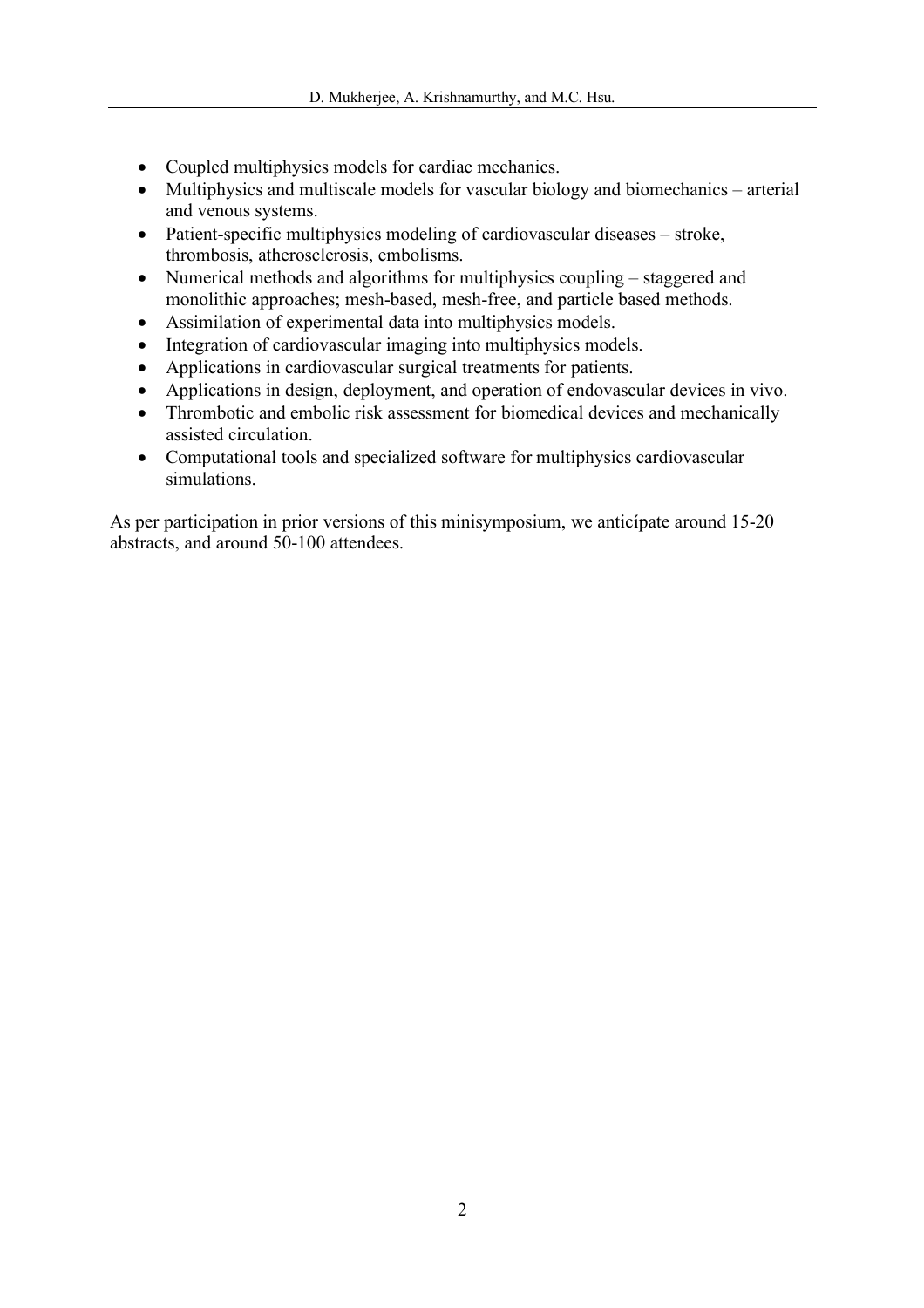- Coupled multiphysics models for cardiac mechanics.
- Multiphysics and multiscale models for vascular biology and biomechanics – arterial and venous systems.
- Patient-specific multiphysics modeling of cardiovascular diseases – stroke, thrombosis, atherosclerosis, embolisms.
- Numerical methods and algorithms for multiphysics coupling – staggered and monolithic approaches; mesh-based, mesh-free, and particle based methods.
- Assimilation of experimental data into multiphysics models.
- Integration of cardiovascular imaging into multiphysics models.
- Applications in cardiovascular surgical treatments for patients.
- Applications in design, deployment, and operation of endovascular devices in vivo.
- Thrombotic and embolic risk assessment for biomedical devices and mechanically assisted circulation.
- Computational tools and specialized software for multiphysics cardiovascular simulations.

As per participation in prior versions of this minisymposium, we anticípate around 15-20 abstracts, and around 50-100 attendees.